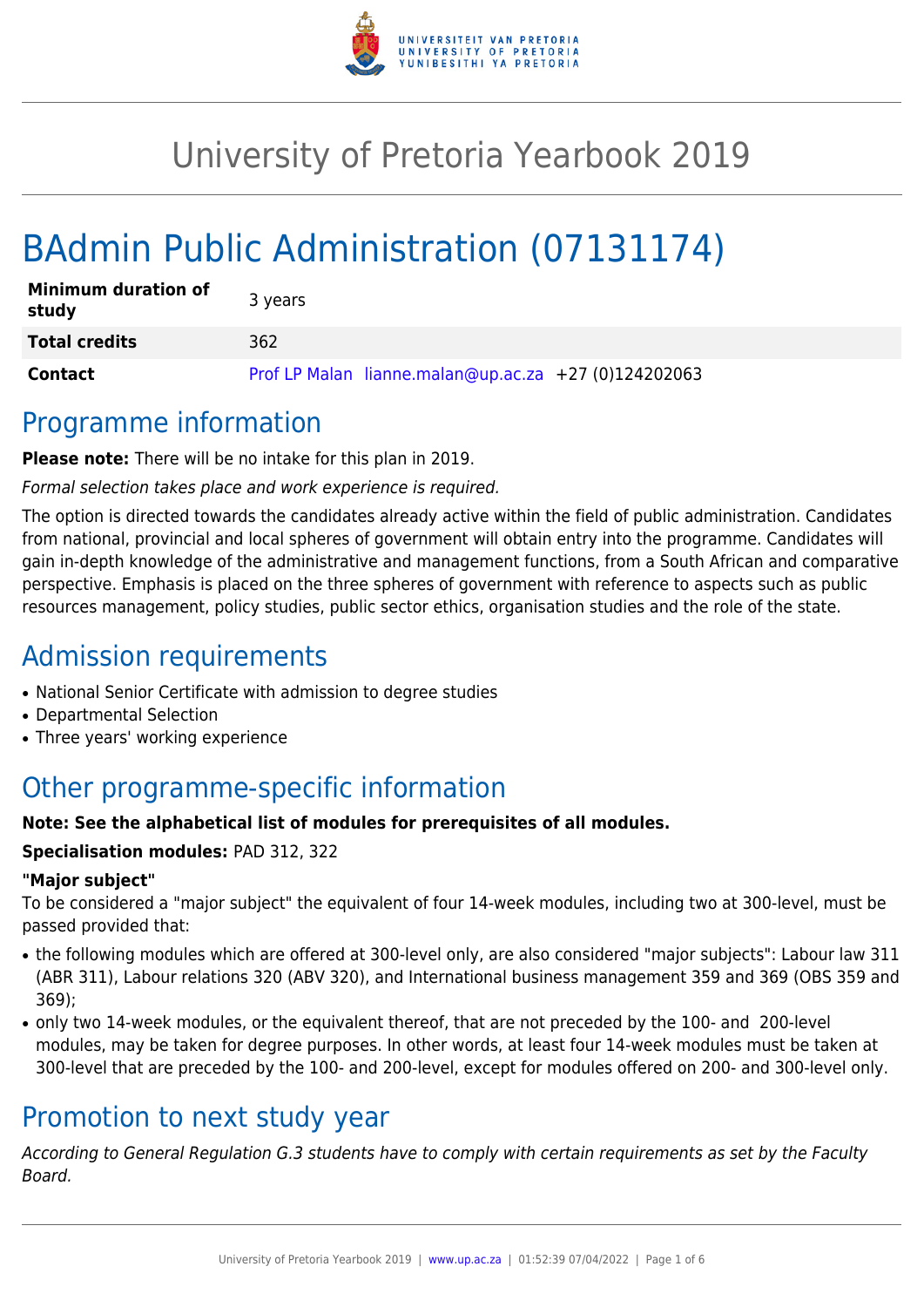# University of Pretoria Yearbook 2019

# BAdmin Public Administration (07131174)

| | |
|---|---|
| **Minimum duration of study** | 3 years |
| **Total credits** | 362 |
| **Contact** | Prof LP Malan lianne.malan@up.ac.za +27 (0)124202063 |

## Programme information

**Please note:** There will be no intake for this plan in 2019.

*Formal selection takes place and work experience is required.*

The option is directed towards the candidates already active within the field of public administration. Candidates from national, provincial and local spheres of government will obtain entry into the programme. Candidates will gain in-depth knowledge of the administrative and management functions, from a South African and comparative perspective. Emphasis is placed on the three spheres of government with reference to aspects such as public resources management, policy studies, public sector ethics, organisation studies and the role of the state.

## Admission requirements

- National Senior Certificate with admission to degree studies
- Departmental Selection
- Three years' working experience

## Other programme-specific information

**Note: See the alphabetical list of modules for prerequisites of all modules.**

**Specialisation modules:** PAD 312, 322

**"Major subject"**

To be considered a "major subject" the equivalent of four 14-week modules, including two at 300-level, must be passed provided that:

- the following modules which are offered at 300-level only, are also considered "major subjects": Labour law 311 (ABR 311), Labour relations 320 (ABV 320), and International business management 359 and 369 (OBS 359 and 369);
- only two 14-week modules, or the equivalent thereof, that are not preceded by the 100- and 200-level modules, may be taken for degree purposes. In other words, at least four 14-week modules must be taken at 300-level that are preceded by the 100- and 200-level, except for modules offered on 200- and 300-level only.

## Promotion to next study year

*According to General Regulation G.3 students have to comply with certain requirements as set by the Faculty Board.*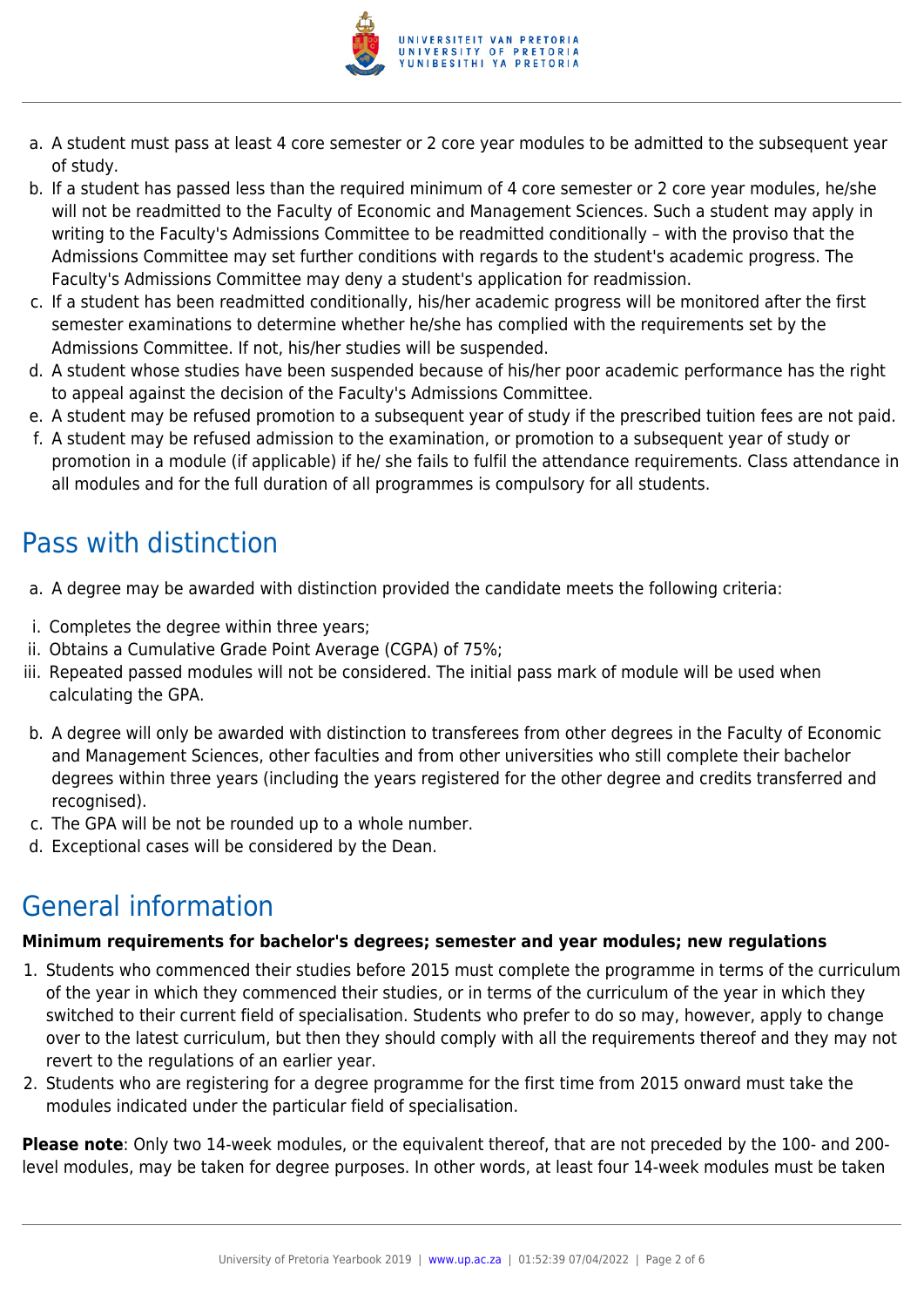a. A student must pass at least 4 core semester or 2 core year modules to be admitted to the subsequent year of study.
b. If a student has passed less than the required minimum of 4 core semester or 2 core year modules, he/she will not be readmitted to the Faculty of Economic and Management Sciences. Such a student may apply in writing to the Faculty's Admissions Committee to be readmitted conditionally – with the proviso that the Admissions Committee may set further conditions with regards to the student's academic progress. The Faculty's Admissions Committee may deny a student's application for readmission.
c. If a student has been readmitted conditionally, his/her academic progress will be monitored after the first semester examinations to determine whether he/she has complied with the requirements set by the Admissions Committee. If not, his/her studies will be suspended.
d. A student whose studies have been suspended because of his/her poor academic performance has the right to appeal against the decision of the Faculty's Admissions Committee.
e. A student may be refused promotion to a subsequent year of study if the prescribed tuition fees are not paid.
f. A student may be refused admission to the examination, or promotion to a subsequent year of study or promotion in a module (if applicable) if he/ she fails to fulfil the attendance requirements. Class attendance in all modules and for the full duration of all programmes is compulsory for all students.

# Pass with distinction

a. A degree may be awarded with distinction provided the candidate meets the following criteria:

i. Completes the degree within three years;
ii. Obtains a Cumulative Grade Point Average (CGPA) of 75%;
iii. Repeated passed modules will not be considered. The initial pass mark of module will be used when calculating the GPA.

b. A degree will only be awarded with distinction to transferees from other degrees in the Faculty of Economic and Management Sciences, other faculties and from other universities who still complete their bachelor degrees within three years (including the years registered for the other degree and credits transferred and recognised).
c. The GPA will be not be rounded up to a whole number.
d. Exceptional cases will be considered by the Dean.

# General information

**Minimum requirements for bachelor's degrees; semester and year modules; new regulations**

1. Students who commenced their studies before 2015 must complete the programme in terms of the curriculum of the year in which they commenced their studies, or in terms of the curriculum of the year in which they switched to their current field of specialisation. Students who prefer to do so may, however, apply to change over to the latest curriculum, but then they should comply with all the requirements thereof and they may not revert to the regulations of an earlier year.
2. Students who are registering for a degree programme for the first time from 2015 onward must take the modules indicated under the particular field of specialisation.

**Please note**: Only two 14-week modules, or the equivalent thereof, that are not preceded by the 100- and 200-level modules, may be taken for degree purposes. In other words, at least four 14-week modules must be taken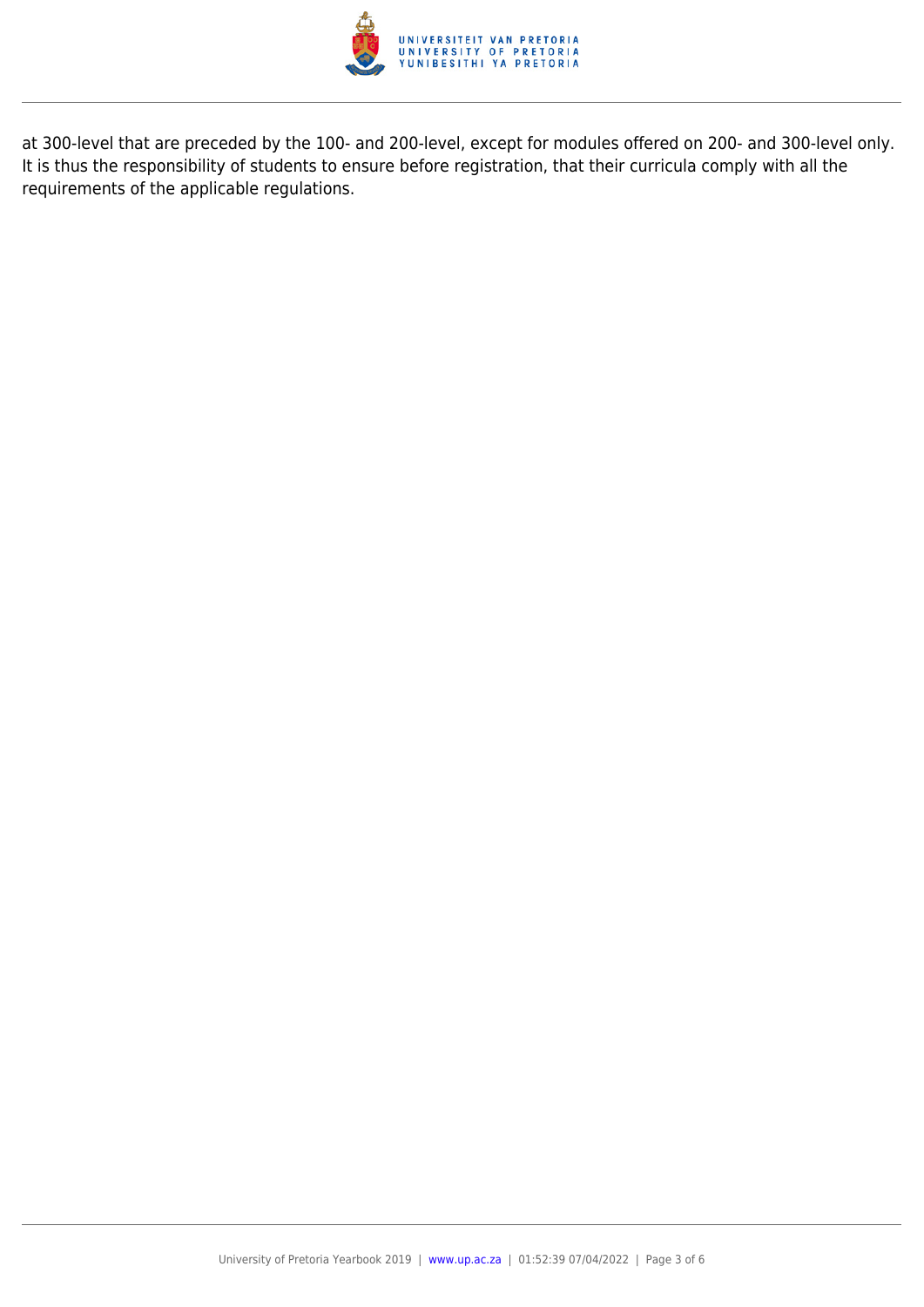at 300-level that are preceded by the 100- and 200-level, except for modules offered on 200- and 300-level only. It is thus the responsibility of students to ensure before registration, that their curricula comply with all the requirements of the applicable regulations.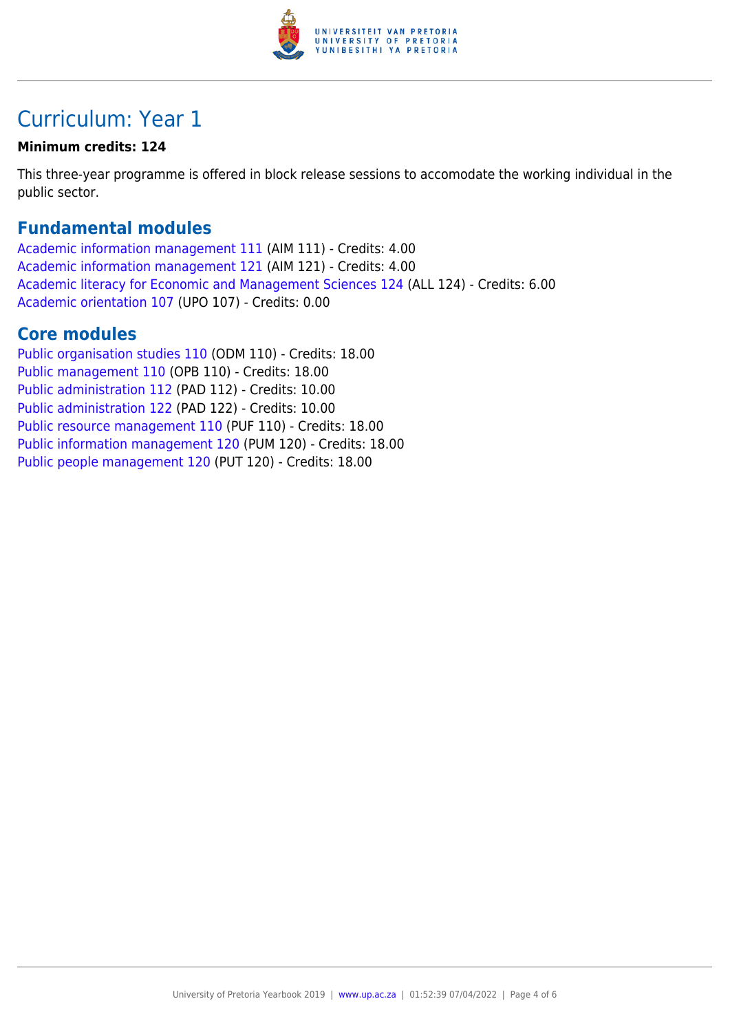# Curriculum: Year 1

**Minimum credits: 124**

This three-year programme is offered in block release sessions to accomodate the working individual in the public sector.

## Fundamental modules

Academic information management 111 (AIM 111) - Credits: 4.00
Academic information management 121 (AIM 121) - Credits: 4.00
Academic literacy for Economic and Management Sciences 124 (ALL 124) - Credits: 6.00
Academic orientation 107 (UPO 107) - Credits: 0.00

## Core modules

Public organisation studies 110 (ODM 110) - Credits: 18.00
Public management 110 (OPB 110) - Credits: 18.00
Public administration 112 (PAD 112) - Credits: 10.00
Public administration 122 (PAD 122) - Credits: 10.00
Public resource management 110 (PUF 110) - Credits: 18.00
Public information management 120 (PUM 120) - Credits: 18.00
Public people management 120 (PUT 120) - Credits: 18.00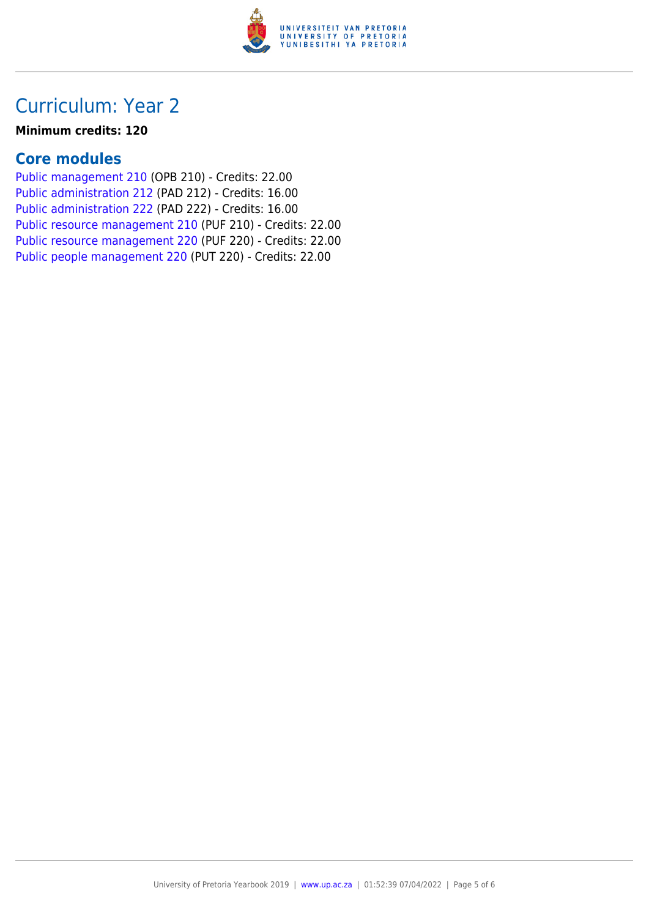# Curriculum: Year 2

**Minimum credits: 120**

## Core modules

Public management 210 (OPB 210) - Credits: 22.00
Public administration 212 (PAD 212) - Credits: 16.00
Public administration 222 (PAD 222) - Credits: 16.00
Public resource management 210 (PUF 210) - Credits: 22.00
Public resource management 220 (PUF 220) - Credits: 22.00
Public people management 220 (PUT 220) - Credits: 22.00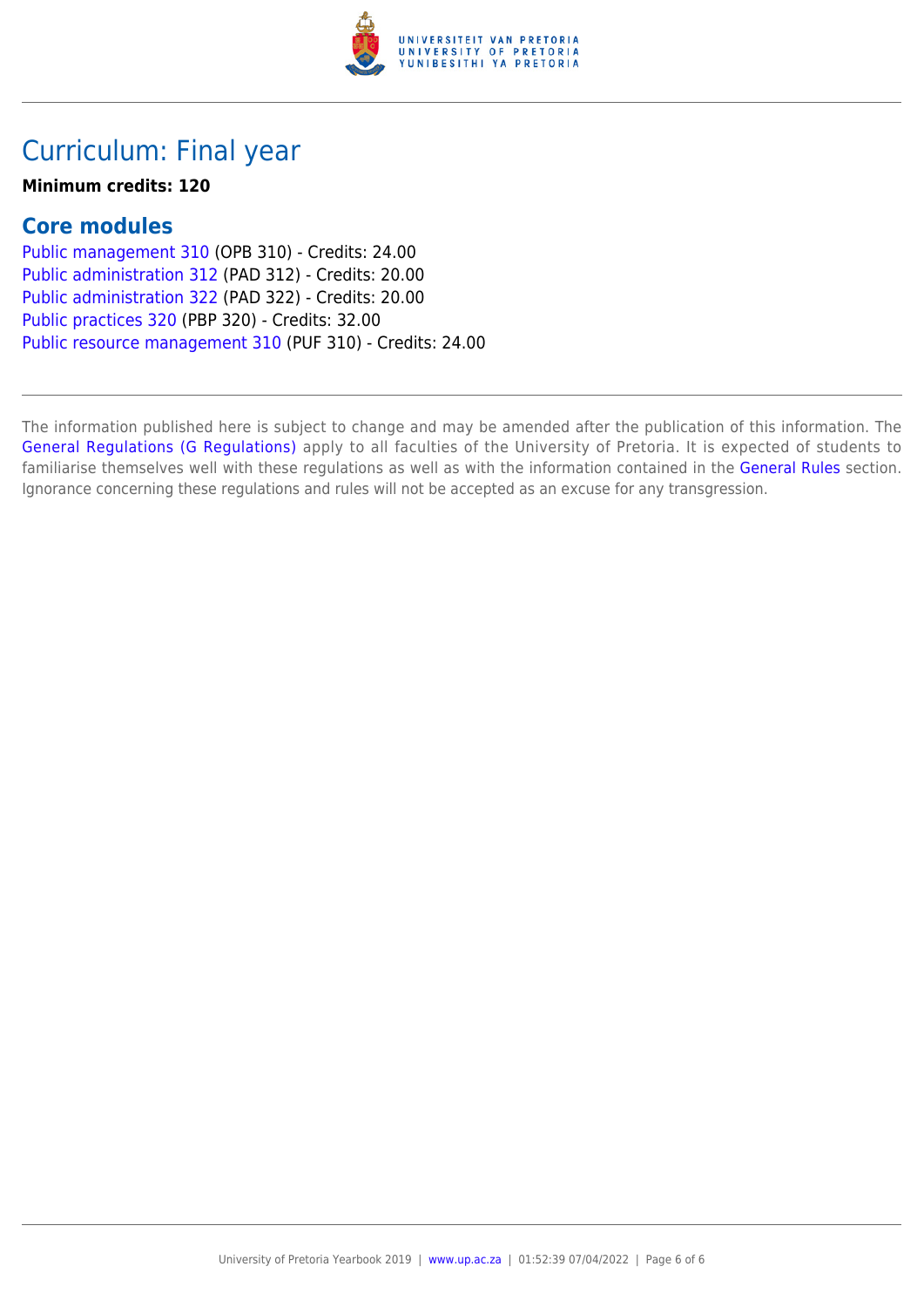## Curriculum: Final year

**Minimum credits: 120**

### Core modules

Public management 310 (OPB 310) - Credits: 24.00
Public administration 312 (PAD 312) - Credits: 20.00
Public administration 322 (PAD 322) - Credits: 20.00
Public practices 320 (PBP 320) - Credits: 32.00
Public resource management 310 (PUF 310) - Credits: 24.00

---

The information published here is subject to change and may be amended after the publication of this information. The General Regulations (G Regulations) apply to all faculties of the University of Pretoria. It is expected of students to familiarise themselves well with these regulations as well as with the information contained in the General Rules section. Ignorance concerning these regulations and rules will not be accepted as an excuse for any transgression.